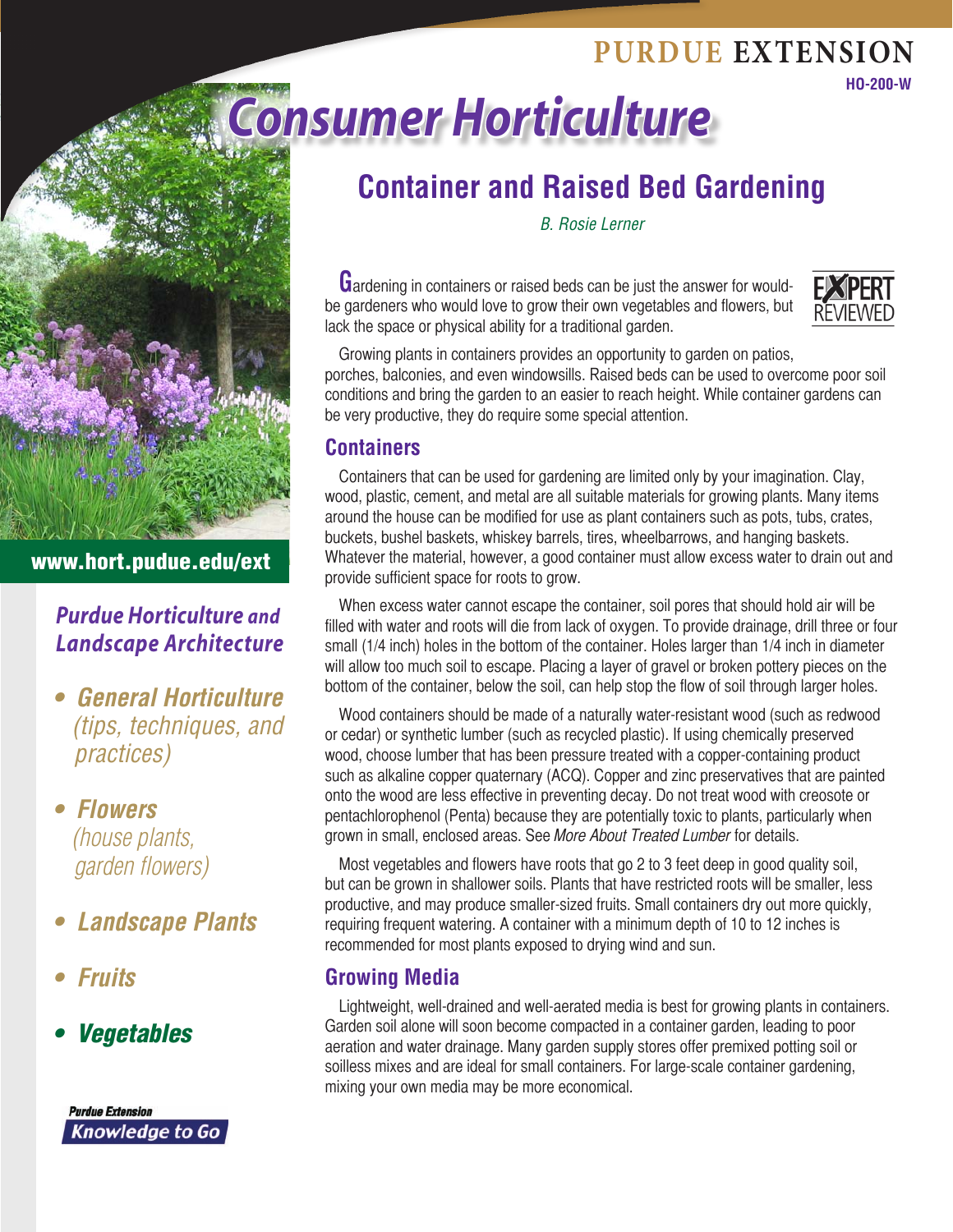PURDUE EXTENSION

HO-200-W

# Consumer Horticulture

## Container and Raised Bed Gardening

*B. Rosie Lerner*

www.hort.pudue.edu/ext

**Purdue Horticulture and Landscape Architecture**

- **General Horticulture** *(tips, techniques, and practices)*
- **Flowers** *(house plants, garden flowers)*
- **Landscape Plants**
- **Fruits**
- **Vegetables**

Purdue Extension Knowledge to Go

EXPERT REVIEWED

Gardening in containers or raised beds can be just the answer for would-be gardeners who would love to grow their own vegetables and flowers, but lack the space or physical ability for a traditional garden.

Growing plants in containers provides an opportunity to garden on patios, porches, balconies, and even windowsills. Raised beds can be used to overcome poor soil conditions and bring the garden to an easier to reach height. While container gardens can be very productive, they do require some special attention.

### Containers

Containers that can be used for gardening are limited only by your imagination. Clay, wood, plastic, cement, and metal are all suitable materials for growing plants. Many items around the house can be modified for use as plant containers such as pots, tubs, crates, buckets, bushel baskets, whiskey barrels, tires, wheelbarrows, and hanging baskets. Whatever the material, however, a good container must allow excess water to drain out and provide sufficient space for roots to grow.

When excess water cannot escape the container, soil pores that should hold air will be filled with water and roots will die from lack of oxygen. To provide drainage, drill three or four small (1/4 inch) holes in the bottom of the container. Holes larger than 1/4 inch in diameter will allow too much soil to escape. Placing a layer of gravel or broken pottery pieces on the bottom of the container, below the soil, can help stop the flow of soil through larger holes.

Wood containers should be made of a naturally water-resistant wood (such as redwood or cedar) or synthetic lumber (such as recycled plastic). If using chemically preserved wood, choose lumber that has been pressure treated with a copper-containing product such as alkaline copper quaternary (ACQ). Copper and zinc preservatives that are painted onto the wood are less effective in preventing decay. Do not treat wood with creosote or pentachlorophenol (Penta) because they are potentially toxic to plants, particularly when grown in small, enclosed areas. See *More About Treated Lumber* for details.

Most vegetables and flowers have roots that go 2 to 3 feet deep in good quality soil, but can be grown in shallower soils. Plants that have restricted roots will be smaller, less productive, and may produce smaller-sized fruits. Small containers dry out more quickly, requiring frequent watering. A container with a minimum depth of 10 to 12 inches is recommended for most plants exposed to drying wind and sun.

### Growing Media

Lightweight, well-drained and well-aerated media is best for growing plants in containers. Garden soil alone will soon become compacted in a container garden, leading to poor aeration and water drainage. Many garden supply stores offer premixed potting soil or soilless mixes and are ideal for small containers. For large-scale container gardening, mixing your own media may be more economical.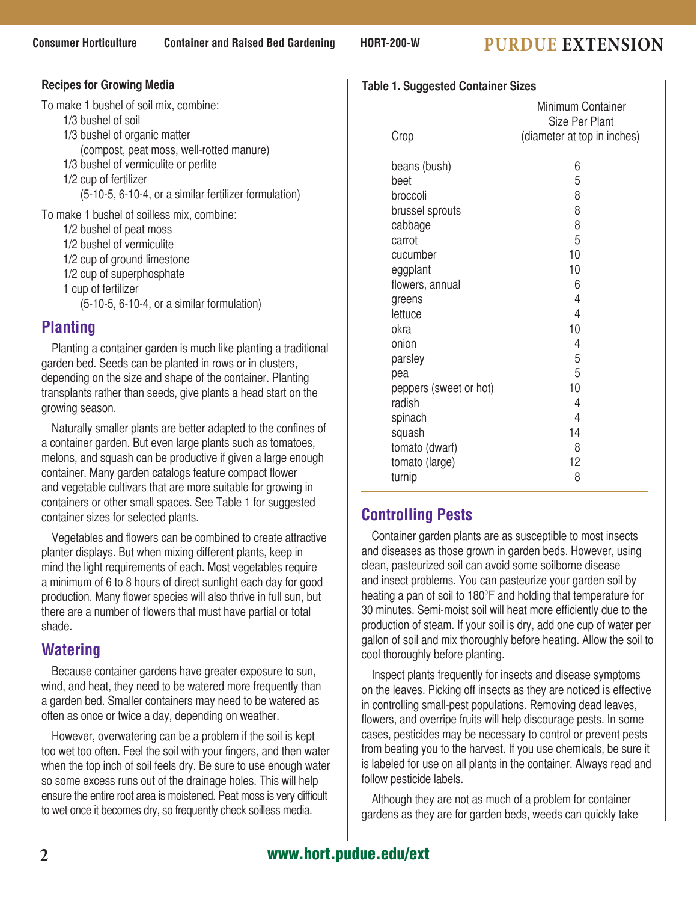### Recipes for Growing Media

To make 1 bushel of soil mix, combine:

- 1/3 bushel of soil
- 1/3 bushel of organic matter
  (compost, peat moss, well-rotted manure)
- 1/3 bushel of vermiculite or perlite
- 1/2 cup of fertilizer
  (5-10-5, 6-10-4, or a similar fertilizer formulation)

To make 1 bushel of soilless mix, combine:

- 1/2 bushel of peat moss
- 1/2 bushel of vermiculite
- 1/2 cup of ground limestone
- 1/2 cup of superphosphate
- 1 cup of fertilizer
  (5-10-5, 6-10-4, or a similar formulation)

## Planting

Planting a container garden is much like planting a traditional garden bed. Seeds can be planted in rows or in clusters, depending on the size and shape of the container. Planting transplants rather than seeds, give plants a head start on the growing season.

Naturally smaller plants are better adapted to the confines of a container garden. But even large plants such as tomatoes, melons, and squash can be productive if given a large enough container. Many garden catalogs feature compact flower and vegetable cultivars that are more suitable for growing in containers or other small spaces. See Table 1 for suggested container sizes for selected plants.

Vegetables and flowers can be combined to create attractive planter displays. But when mixing different plants, keep in mind the light requirements of each. Most vegetables require a minimum of 6 to 8 hours of direct sunlight each day for good production. Many flower species will also thrive in full sun, but there are a number of flowers that must have partial or total shade.

## Watering

Because container gardens have greater exposure to sun, wind, and heat, they need to be watered more frequently than a garden bed. Smaller containers may need to be watered as often as once or twice a day, depending on weather.

However, overwatering can be a problem if the soil is kept too wet too often. Feel the soil with your fingers, and then water when the top inch of soil feels dry. Be sure to use enough water so some excess runs out of the drainage holes. This will help ensure the entire root area is moistened. Peat moss is very difficult to wet once it becomes dry, so frequently check soilless media.

**Table 1. Suggested Container Sizes**

| Crop | Minimum Container Size Per Plant (diameter at top in inches) |
|---|---|
| beans (bush) | 6 |
| beet | 5 |
| broccoli | 8 |
| brussel sprouts | 8 |
| cabbage | 8 |
| carrot | 5 |
| cucumber | 10 |
| eggplant | 10 |
| flowers, annual | 6 |
| greens | 4 |
| lettuce | 4 |
| okra | 10 |
| onion | 4 |
| parsley | 5 |
| pea | 5 |
| peppers (sweet or hot) | 10 |
| radish | 4 |
| spinach | 4 |
| squash | 14 |
| tomato (dwarf) | 8 |
| tomato (large) | 12 |
| turnip | 8 |

## Controlling Pests

Container garden plants are as susceptible to most insects and diseases as those grown in garden beds. However, using clean, pasteurized soil can avoid some soilborne disease and insect problems. You can pasteurize your garden soil by heating a pan of soil to 180°F and holding that temperature for 30 minutes. Semi-moist soil will heat more efficiently due to the production of steam. If your soil is dry, add one cup of water per gallon of soil and mix thoroughly before heating. Allow the soil to cool thoroughly before planting.

Inspect plants frequently for insects and disease symptoms on the leaves. Picking off insects as they are noticed is effective in controlling small-pest populations. Removing dead leaves, flowers, and overripe fruits will help discourage pests. In some cases, pesticides may be necessary to control or prevent pests from beating you to the harvest. If you use chemicals, be sure it is labeled for use on all plants in the container. Always read and follow pesticide labels.

Although they are not as much of a problem for container gardens as they are for garden beds, weeds can quickly take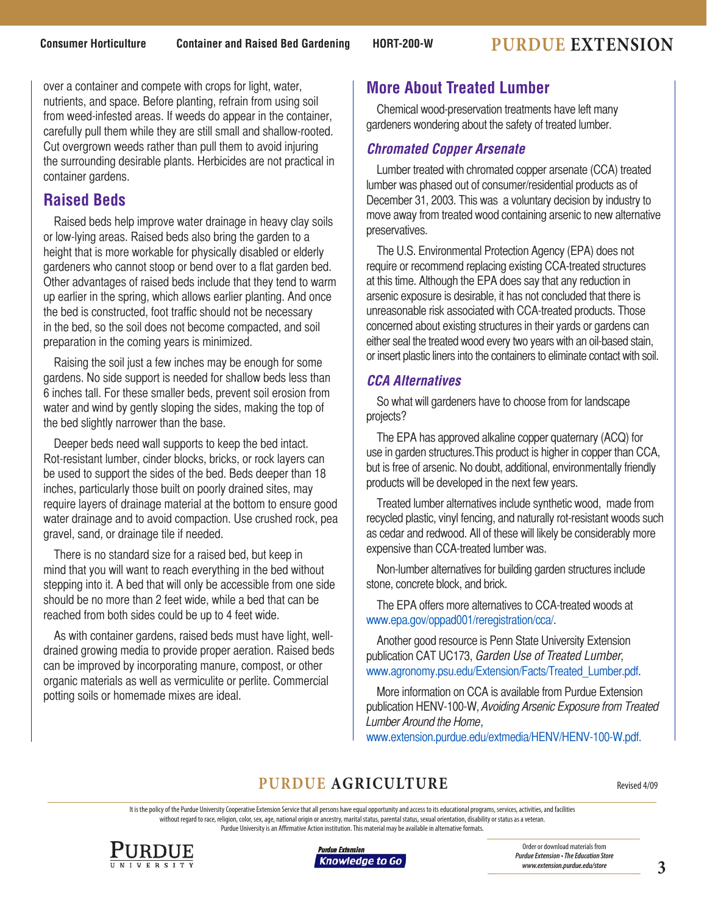over a container and compete with crops for light, water, nutrients, and space. Before planting, refrain from using soil from weed-infested areas. If weeds do appear in the container, carefully pull them while they are still small and shallow-rooted. Cut overgrown weeds rather than pull them to avoid injuring the surrounding desirable plants. Herbicides are not practical in container gardens.

## Raised Beds

Raised beds help improve water drainage in heavy clay soils or low-lying areas. Raised beds also bring the garden to a height that is more workable for physically disabled or elderly gardeners who cannot stoop or bend over to a flat garden bed. Other advantages of raised beds include that they tend to warm up earlier in the spring, which allows earlier planting. And once the bed is constructed, foot traffic should not be necessary in the bed, so the soil does not become compacted, and soil preparation in the coming years is minimized.

Raising the soil just a few inches may be enough for some gardens. No side support is needed for shallow beds less than 6 inches tall. For these smaller beds, prevent soil erosion from water and wind by gently sloping the sides, making the top of the bed slightly narrower than the base.

Deeper beds need wall supports to keep the bed intact. Rot-resistant lumber, cinder blocks, bricks, or rock layers can be used to support the sides of the bed. Beds deeper than 18 inches, particularly those built on poorly drained sites, may require layers of drainage material at the bottom to ensure good water drainage and to avoid compaction. Use crushed rock, pea gravel, sand, or drainage tile if needed.

There is no standard size for a raised bed, but keep in mind that you will want to reach everything in the bed without stepping into it. A bed that will only be accessible from one side should be no more than 2 feet wide, while a bed that can be reached from both sides could be up to 4 feet wide.

As with container gardens, raised beds must have light, well-drained growing media to provide proper aeration. Raised beds can be improved by incorporating manure, compost, or other organic materials as well as vermiculite or perlite. Commercial potting soils or homemade mixes are ideal.

## More About Treated Lumber

Chemical wood-preservation treatments have left many gardeners wondering about the safety of treated lumber.

### Chromated Copper Arsenate

Lumber treated with chromated copper arsenate (CCA) treated lumber was phased out of consumer/residential products as of December 31, 2003. This was a voluntary decision by industry to move away from treated wood containing arsenic to new alternative preservatives.

The U.S. Environmental Protection Agency (EPA) does not require or recommend replacing existing CCA-treated structures at this time. Although the EPA does say that any reduction in arsenic exposure is desirable, it has not concluded that there is unreasonable risk associated with CCA-treated products. Those concerned about existing structures in their yards or gardens can either seal the treated wood every two years with an oil-based stain, or insert plastic liners into the containers to eliminate contact with soil.

### CCA Alternatives

So what will gardeners have to choose from for landscape projects?

The EPA has approved alkaline copper quaternary (ACQ) for use in garden structures.This product is higher in copper than CCA, but is free of arsenic. No doubt, additional, environmentally friendly products will be developed in the next few years.

Treated lumber alternatives include synthetic wood, made from recycled plastic, vinyl fencing, and naturally rot-resistant woods such as cedar and redwood. All of these will likely be considerably more expensive than CCA-treated lumber was.

Non-lumber alternatives for building garden structures include stone, concrete block, and brick.

The EPA offers more alternatives to CCA-treated woods at www.epa.gov/oppad001/reregistration/cca/.

Another good resource is Penn State University Extension publication CAT UC173, *Garden Use of Treated Lumber*, www.agronomy.psu.edu/Extension/Facts/Treated_Lumber.pdf.

More information on CCA is available from Purdue Extension publication HENV-100-W, *Avoiding Arsenic Exposure from Treated Lumber Around the Home*, www.extension.purdue.edu/extmedia/HENV/HENV-100-W.pdf.

PURDUE AGRICULTURE

Revised 4/09

It is the policy of the Purdue University Cooperative Extension Service that all persons have equal opportunity and access to its educational programs, services, activities, and facilities without regard to race, religion, color, sex, age, national origin or ancestry, marital status, parental status, sexual orientation, disability or status as a veteran. Purdue University is an Affirmative Action institution. This material may be available in alternative formats.

Purdue Extension Knowledge to Go

Order or download materials from Purdue Extension • The Education Store www.extension.purdue.edu/store